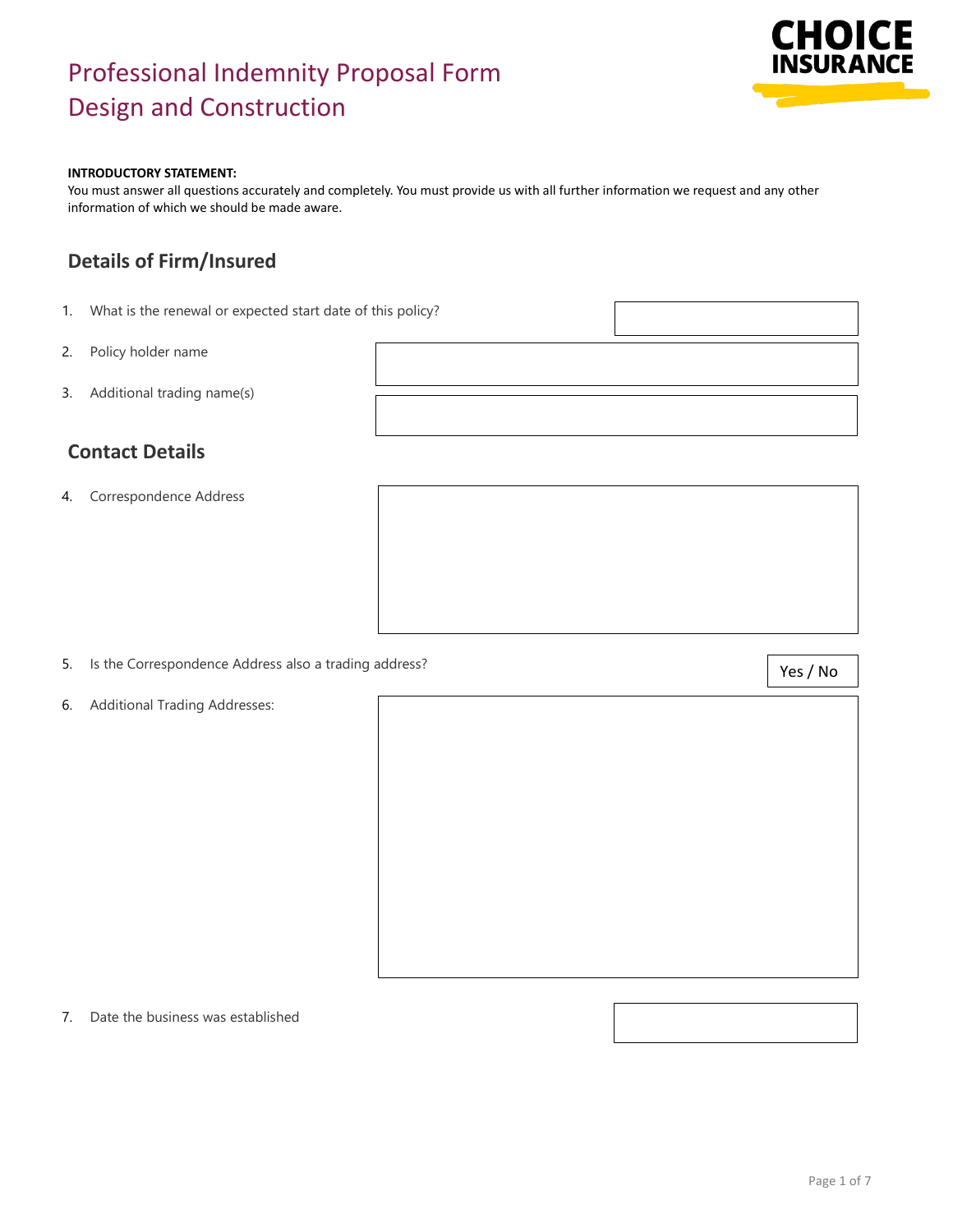# Professional Indemnity Proposal Form
# Design and Construction

CHOICE INSURANCE

**INTRODUCTORY STATEMENT:**
You must answer all questions accurately and completely. You must provide us with all further information we request and any other information of which we should be made aware.

## Details of Firm/Insured

1. What is the renewal or expected start date of this policy?
2. Policy holder name
3. Additional trading name(s)

## Contact Details

4. Correspondence Address
5. Is the Correspondence Address also a trading address? Yes / No
6. Additional Trading Addresses:
7. Date the business was established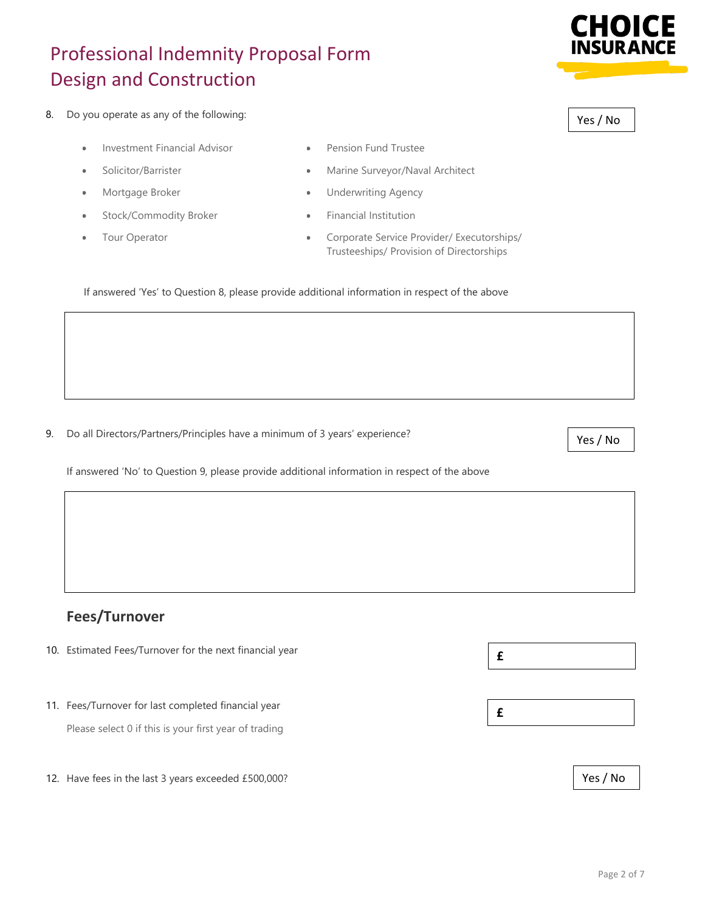# Professional Indemnity Proposal Form
# Design and Construction

8. Do you operate as any of the following: Yes / No

- Investment Financial Advisor
- Solicitor/Barrister
- Mortgage Broker
- Stock/Commodity Broker
- Tour Operator
- Pension Fund Trustee
- Marine Surveyor/Naval Architect
- Underwriting Agency
- Financial Institution
- Corporate Service Provider/ Executorships/ Trusteeships/ Provision of Directorships

If answered 'Yes' to Question 8, please provide additional information in respect of the above

9. Do all Directors/Partners/Principles have a minimum of 3 years' experience? Yes / No

If answered 'No' to Question 9, please provide additional information in respect of the above

## Fees/Turnover

10. Estimated Fees/Turnover for the next financial year £

11. Fees/Turnover for last completed financial year £

Please select 0 if this is your first year of trading

12. Have fees in the last 3 years exceeded £500,000? Yes / No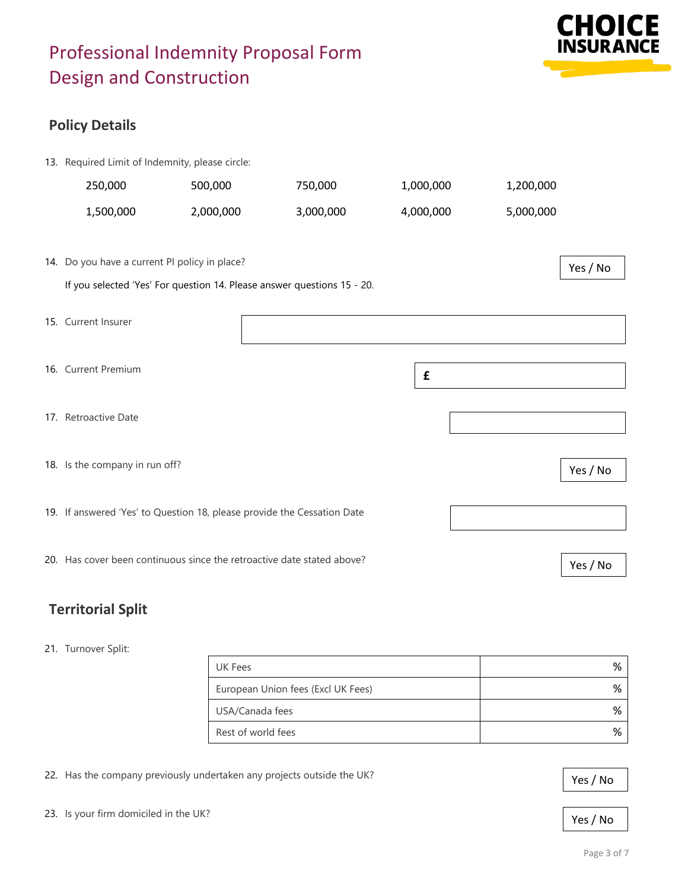# Professional Indemnity Proposal Form
# Design and Construction

## Policy Details

13. Required Limit of Indemnity, please circle:

| | | | | |
|---|---|---|---|---|
| 250,000 | 500,000 | 750,000 | 1,000,000 | 1,200,000 |
| 1,500,000 | 2,000,000 | 3,000,000 | 4,000,000 | 5,000,000 |

14. Do you have a current PI policy in place? **Yes / No**

    If you selected 'Yes' For question 14. Please answer questions 15 - 20.

15. Current Insurer

16. Current Premium £

17. Retroactive Date

18. Is the company in run off? **Yes / No**

19. If answered 'Yes' to Question 18, please provide the Cessation Date

20. Has cover been continuous since the retroactive date stated above? **Yes / No**

## Territorial Split

21. Turnover Split:

| | |
|---|---|
| UK Fees | % |
| European Union fees (Excl UK Fees) | % |
| USA/Canada fees | % |
| Rest of world fees | % |

22. Has the company previously undertaken any projects outside the UK? **Yes / No**

23. Is your firm domiciled in the UK? **Yes / No**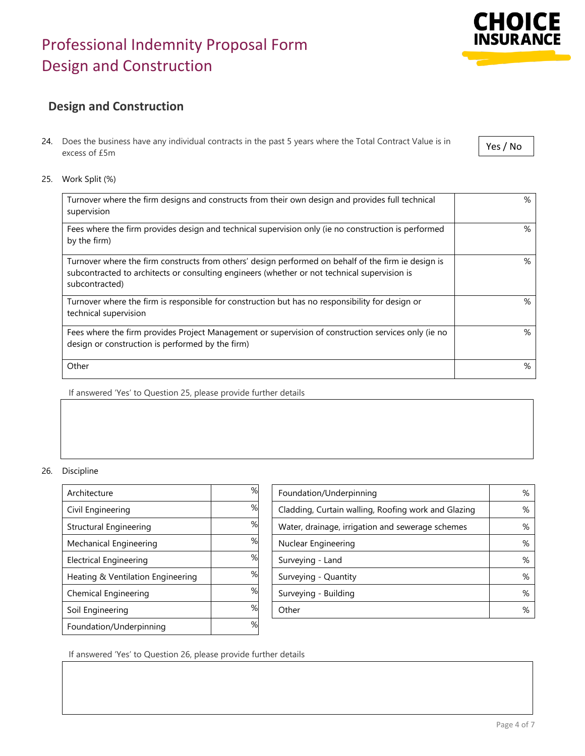# Professional Indemnity Proposal Form
# Design and Construction

## Design and Construction

24. Does the business have any individual contracts in the past 5 years where the Total Contract Value is in excess of £5m — Yes / No

25. Work Split (%)

| | |
|---|---|
| Turnover where the firm designs and constructs from their own design and provides full technical supervision | % |
| Fees where the firm provides design and technical supervision only (ie no construction is performed by the firm) | % |
| Turnover where the firm constructs from others' design performed on behalf of the firm ie design is subcontracted to architects or consulting engineers (whether or not technical supervision is subcontracted) | % |
| Turnover where the firm is responsible for construction but has no responsibility for design or technical supervision | % |
| Fees where the firm provides Project Management or supervision of construction services only (ie no design or construction is performed by the firm) | % |
| Other | % |

If answered 'Yes' to Question 25, please provide further details

26. Discipline

| | |
|---|---|
| Architecture | % |
| Civil Engineering | % |
| Structural Engineering | % |
| Mechanical Engineering | % |
| Electrical Engineering | % |
| Heating & Ventilation Engineering | % |
| Chemical Engineering | % |
| Soil Engineering | % |
| Foundation/Underpinning | % |

| | |
|---|---|
| Foundation/Underpinning | % |
| Cladding, Curtain walling, Roofing work and Glazing | % |
| Water, drainage, irrigation and sewerage schemes | % |
| Nuclear Engineering | % |
| Surveying - Land | % |
| Surveying - Quantity | % |
| Surveying - Building | % |
| Other | % |

If answered 'Yes' to Question 26, please provide further details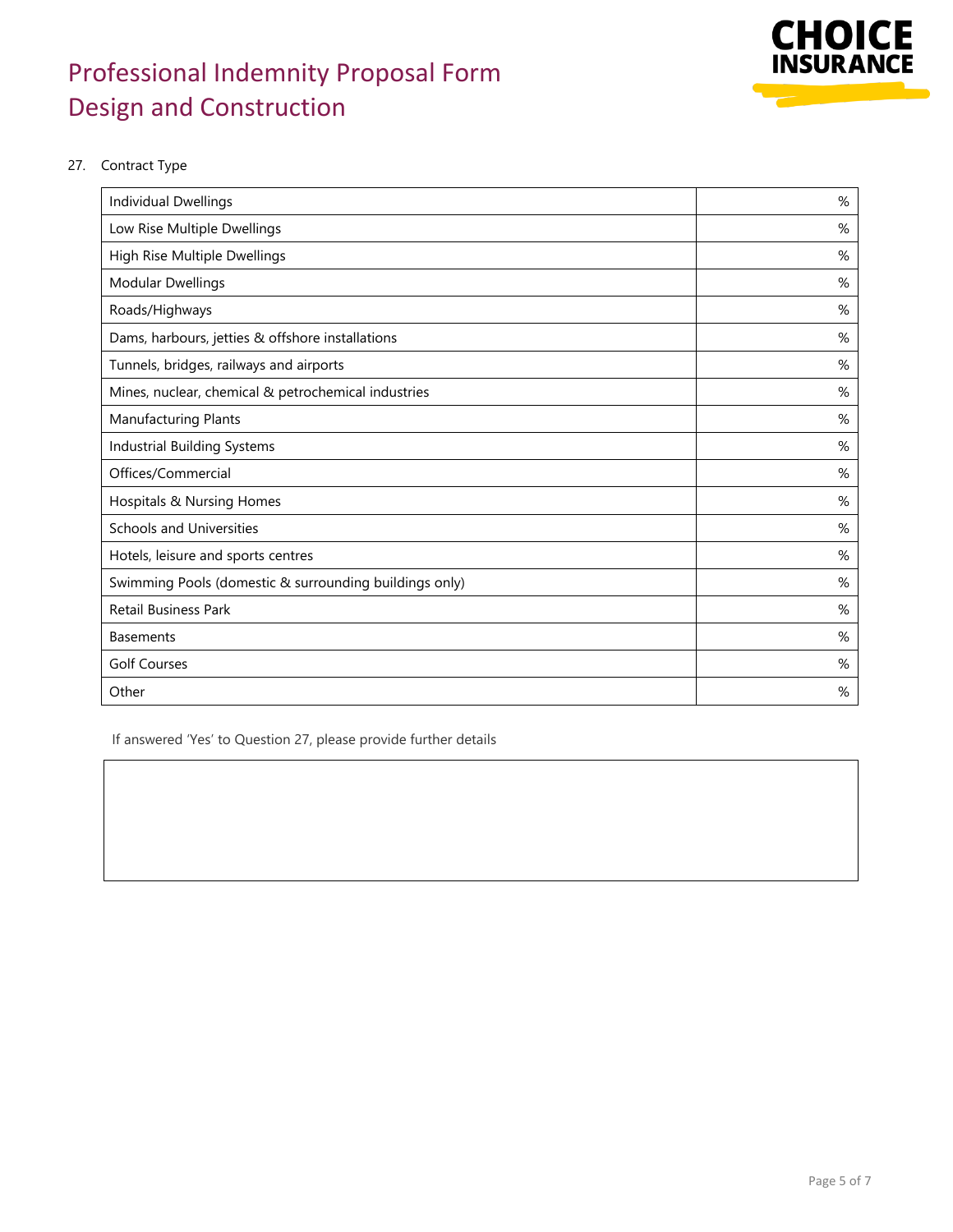# Professional Indemnity Proposal Form
# Design and Construction

27. Contract Type

| | |
|---|---|
| Individual Dwellings | % |
| Low Rise Multiple Dwellings | % |
| High Rise Multiple Dwellings | % |
| Modular Dwellings | % |
| Roads/Highways | % |
| Dams, harbours, jetties & offshore installations | % |
| Tunnels, bridges, railways and airports | % |
| Mines, nuclear, chemical & petrochemical industries | % |
| Manufacturing Plants | % |
| Industrial Building Systems | % |
| Offices/Commercial | % |
| Hospitals & Nursing Homes | % |
| Schools and Universities | % |
| Hotels, leisure and sports centres | % |
| Swimming Pools (domestic & surrounding buildings only) | % |
| Retail Business Park | % |
| Basements | % |
| Golf Courses | % |
| Other | % |

If answered 'Yes' to Question 27, please provide further details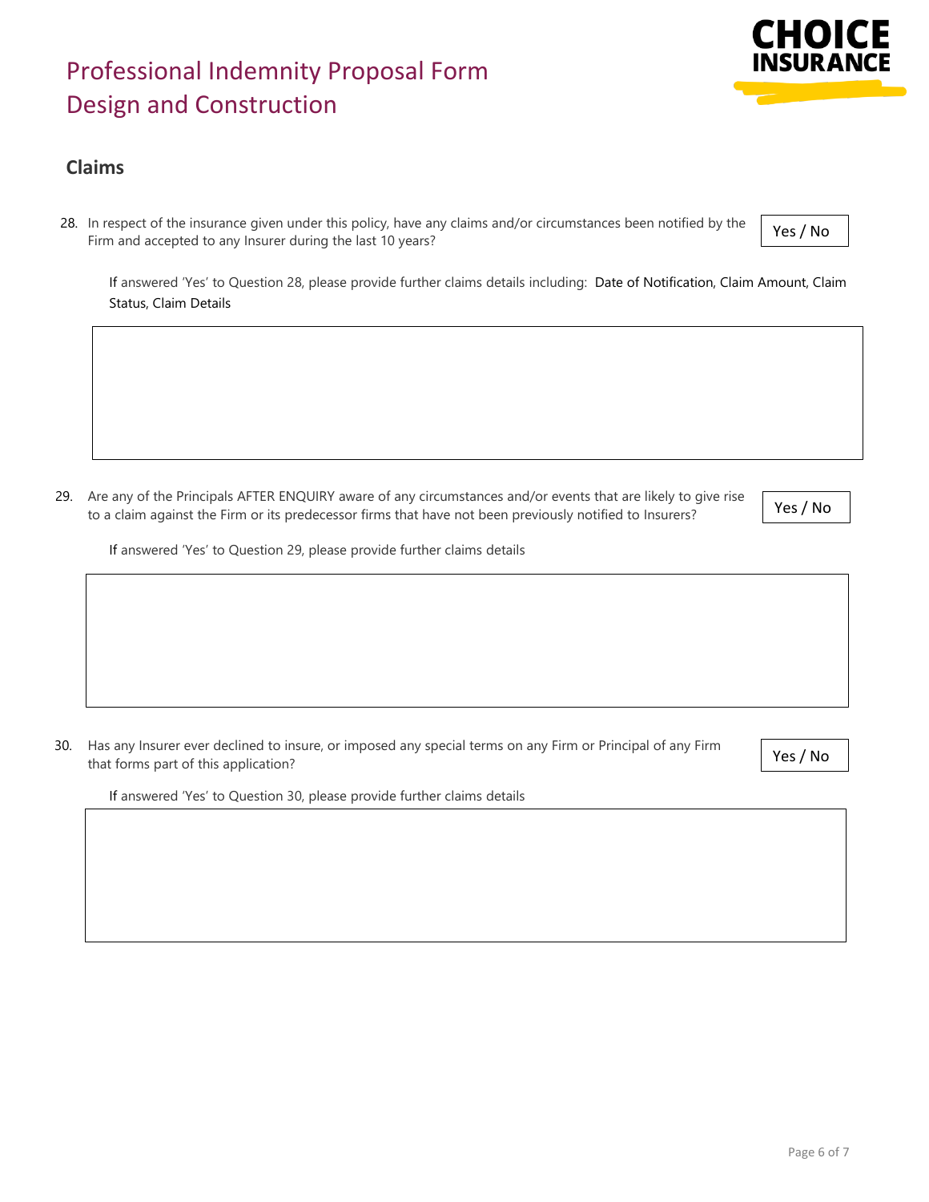# Professional Indemnity Proposal Form
# Design and Construction

## Claims

28. In respect of the insurance given under this policy, have any claims and/or circumstances been notified by the Firm and accepted to any Insurer during the last 10 years? **Yes / No**

If answered 'Yes' to Question 28, please provide further claims details including: Date of Notification, Claim Amount, Claim Status, Claim Details

| |
|---|
| |

29. Are any of the Principals AFTER ENQUIRY aware of any circumstances and/or events that are likely to give rise to a claim against the Firm or its predecessor firms that have not been previously notified to Insurers? **Yes / No**

If answered 'Yes' to Question 29, please provide further claims details

| |
|---|
| |

30. Has any Insurer ever declined to insure, or imposed any special terms on any Firm or Principal of any Firm that forms part of this application? **Yes / No**

If answered 'Yes' to Question 30, please provide further claims details

| |
|---|
| |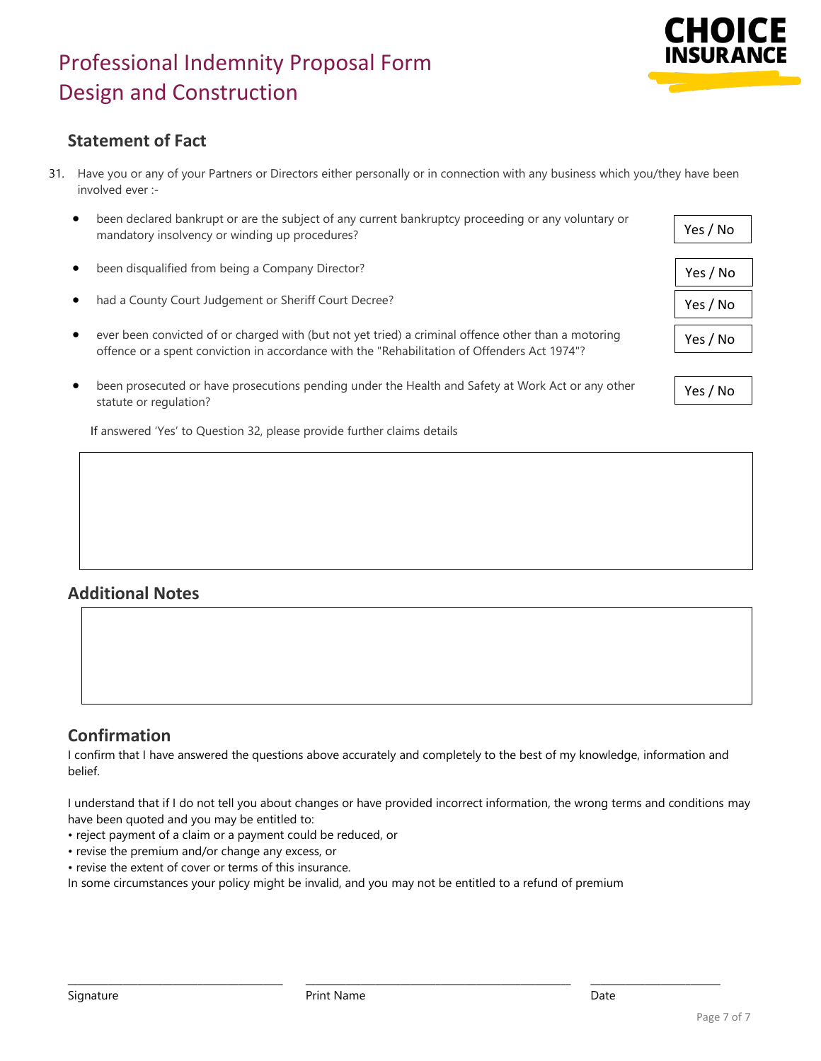# Professional Indemnity Proposal Form
# Design and Construction

CHOICE INSURANCE

## Statement of Fact

31. Have you or any of your Partners or Directors either personally or in connection with any business which you/they have been involved ever :-

| | |
|---|---|
| • been declared bankrupt or are the subject of any current bankruptcy proceeding or any voluntary or mandatory insolvency or winding up procedures? | Yes / No |
| • been disqualified from being a Company Director? | Yes / No |
| • had a County Court Judgement or Sheriff Court Decree? | Yes / No |
| • ever been convicted of or charged with (but not yet tried) a criminal offence other than a motoring offence or a spent conviction in accordance with the "Rehabilitation of Offenders Act 1974"? | Yes / No |
| • been prosecuted or have prosecutions pending under the Health and Safety at Work Act or any other statute or regulation? | Yes / No |

If answered 'Yes' to Question 32, please provide further claims details

## Additional Notes

## Confirmation

I confirm that I have answered the questions above accurately and completely to the best of my knowledge, information and belief.

I understand that if I do not tell you about changes or have provided incorrect information, the wrong terms and conditions may have been quoted and you may be entitled to:
• reject payment of a claim or a payment could be reduced, or
• revise the premium and/or change any excess, or
• revise the extent of cover or terms of this insurance.
In some circumstances your policy might be invalid, and you may not be entitled to a refund of premium

Signature ______________________ Print Name ______________________ Date ______________________